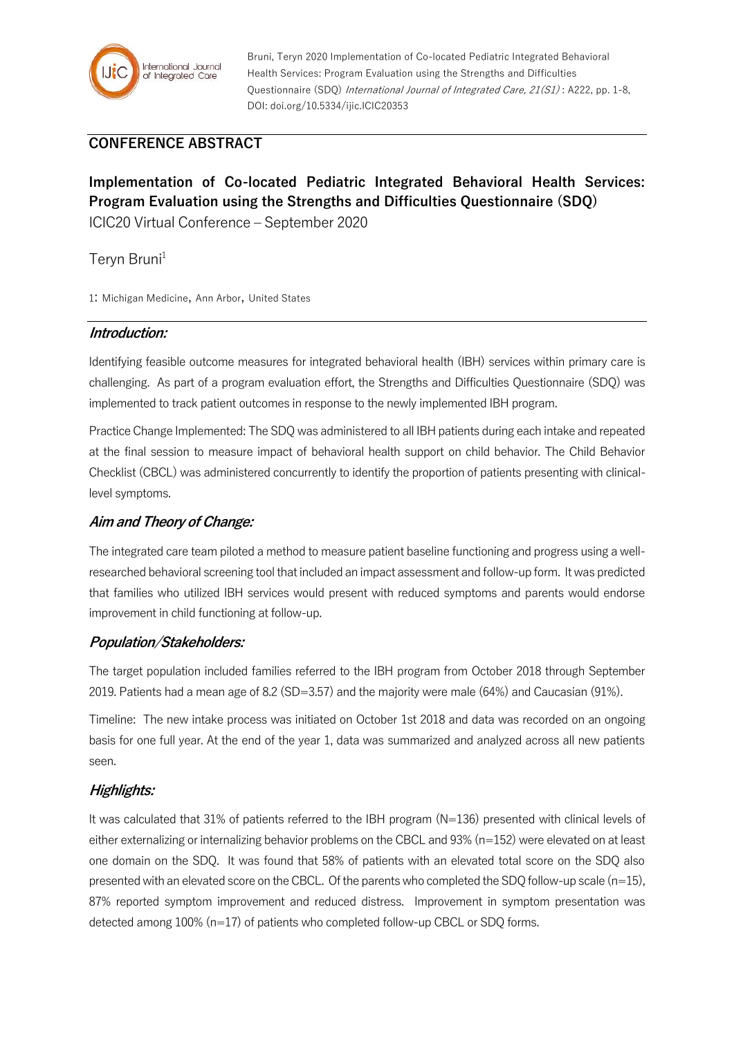Bruni, Teryn 2020 Implementation of Co-located Pediatric Integrated Behavioral Health Services: Program Evaluation using the Strengths and Difficulties Questionnaire (SDQ) *International Journal of Integrated Care, 21(S1)* : A222, pp. 1-8, DOI: doi.org/10.5334/ijic.ICIC20353

## CONFERENCE ABSTRACT

# Implementation of Co-located Pediatric Integrated Behavioral Health Services: Program Evaluation using the Strengths and Difficulties Questionnaire (SDQ)

ICIC20 Virtual Conference – September 2020

Teryn Bruni[1]

1: Michigan Medicine, Ann Arbor, United States

### *Introduction:*

Identifying feasible outcome measures for integrated behavioral health (IBH) services within primary care is challenging. As part of a program evaluation effort, the Strengths and Difficulties Questionnaire (SDQ) was implemented to track patient outcomes in response to the newly implemented IBH program.

Practice Change Implemented: The SDQ was administered to all IBH patients during each intake and repeated at the final session to measure impact of behavioral health support on child behavior. The Child Behavior Checklist (CBCL) was administered concurrently to identify the proportion of patients presenting with clinical-level symptoms.

### *Aim and Theory of Change:*

The integrated care team piloted a method to measure patient baseline functioning and progress using a well-researched behavioral screening tool that included an impact assessment and follow-up form. It was predicted that families who utilized IBH services would present with reduced symptoms and parents would endorse improvement in child functioning at follow-up.

### *Population/Stakeholders:*

The target population included families referred to the IBH program from October 2018 through September 2019. Patients had a mean age of 8.2 (SD=3.57) and the majority were male (64%) and Caucasian (91%).

Timeline: The new intake process was initiated on October 1st 2018 and data was recorded on an ongoing basis for one full year. At the end of the year 1, data was summarized and analyzed across all new patients seen.

### *Highlights:*

It was calculated that 31% of patients referred to the IBH program (N=136) presented with clinical levels of either externalizing or internalizing behavior problems on the CBCL and 93% (n=152) were elevated on at least one domain on the SDQ. It was found that 58% of patients with an elevated total score on the SDQ also presented with an elevated score on the CBCL. Of the parents who completed the SDQ follow-up scale (n=15), 87% reported symptom improvement and reduced distress. Improvement in symptom presentation was detected among 100% (n=17) of patients who completed follow-up CBCL or SDQ forms.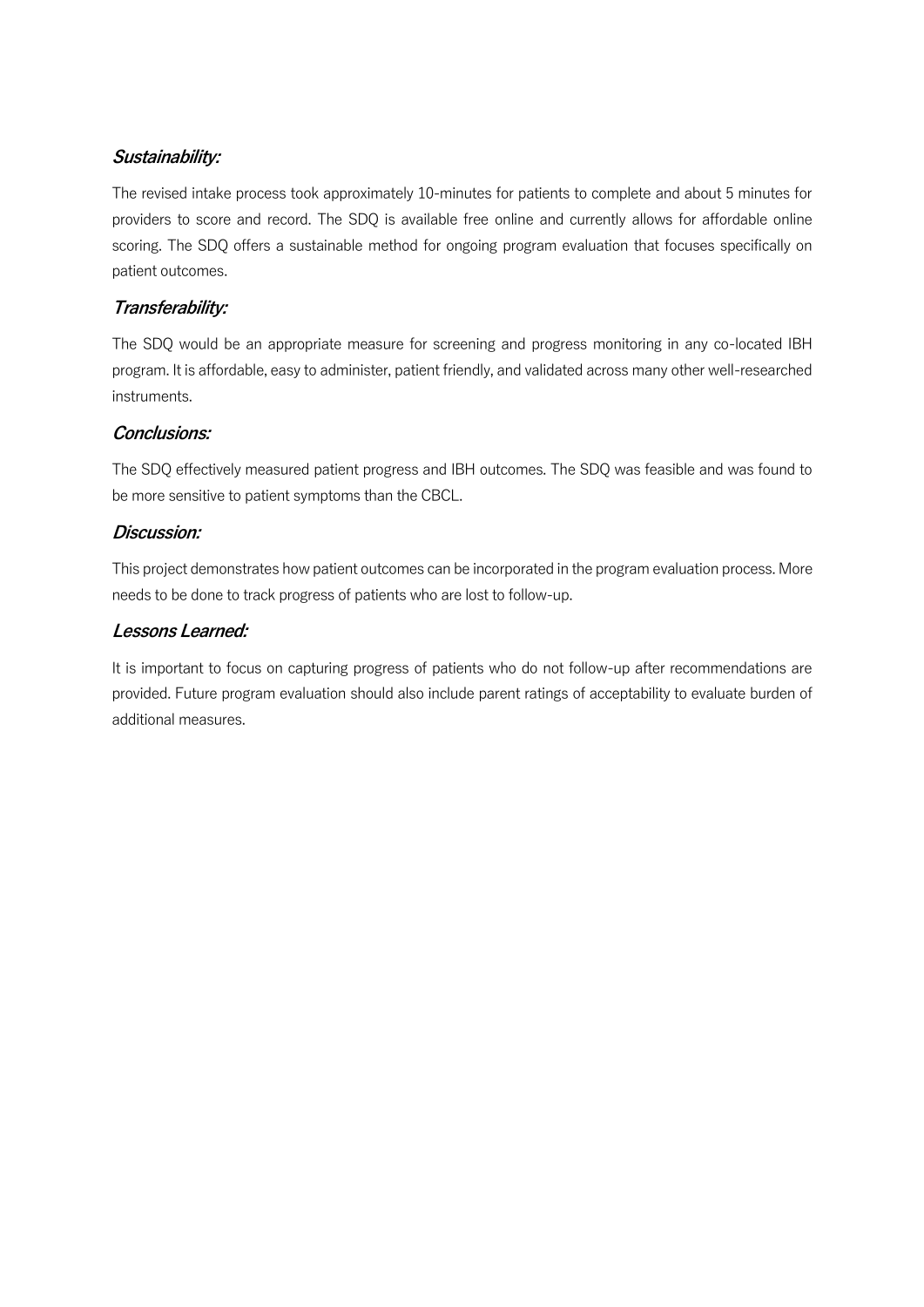### *Sustainability:*

The revised intake process took approximately 10-minutes for patients to complete and about 5 minutes for providers to score and record. The SDQ is available free online and currently allows for affordable online scoring. The SDQ offers a sustainable method for ongoing program evaluation that focuses specifically on patient outcomes.

### *Transferability:*

The SDQ would be an appropriate measure for screening and progress monitoring in any co-located IBH program. It is affordable, easy to administer, patient friendly, and validated across many other well-researched instruments.

### *Conclusions:*

The SDQ effectively measured patient progress and IBH outcomes. The SDQ was feasible and was found to be more sensitive to patient symptoms than the CBCL.

### *Discussion:*

This project demonstrates how patient outcomes can be incorporated in the program evaluation process. More needs to be done to track progress of patients who are lost to follow-up.

### *Lessons Learned:*

It is important to focus on capturing progress of patients who do not follow-up after recommendations are provided. Future program evaluation should also include parent ratings of acceptability to evaluate burden of additional measures.